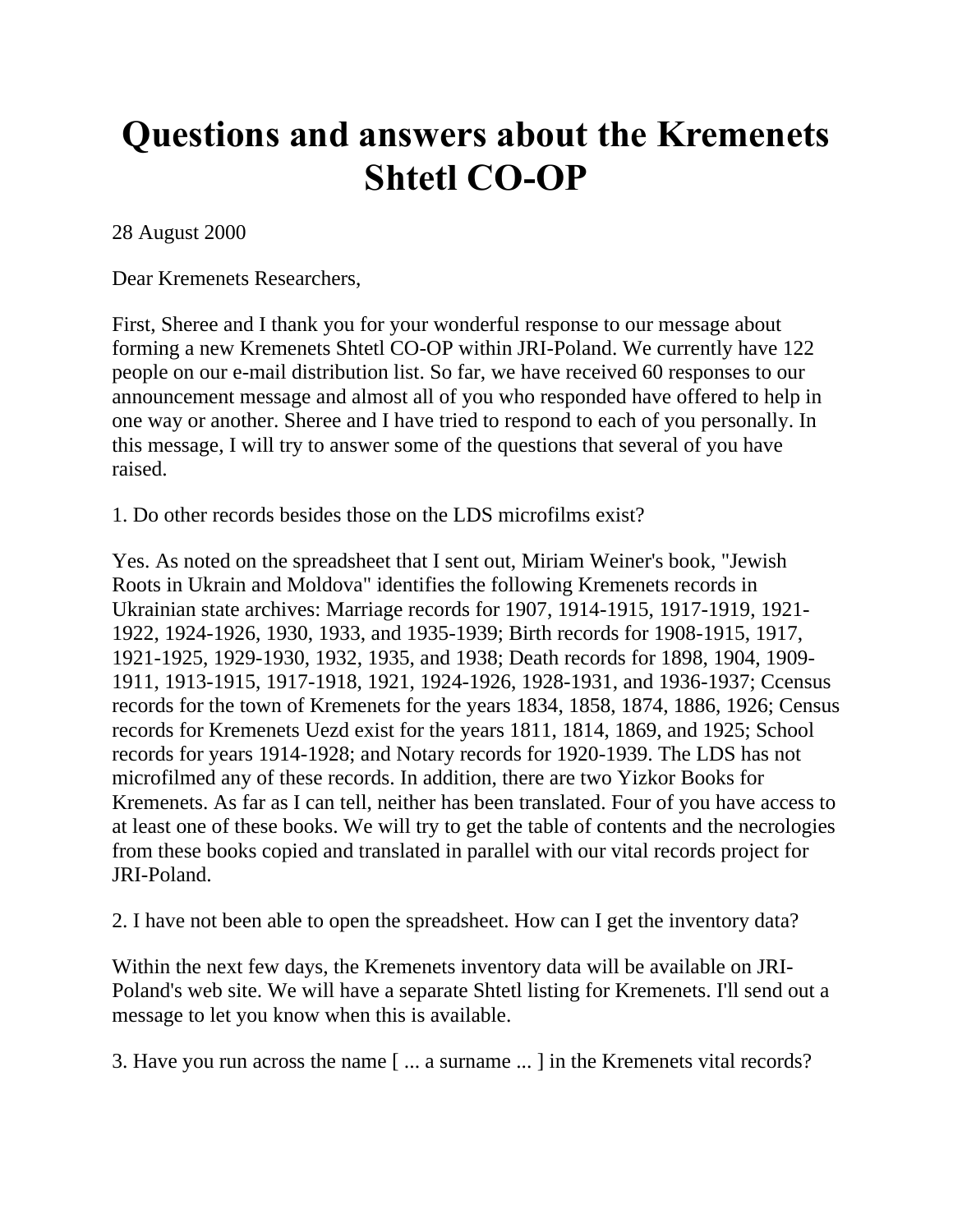# Questions and answers about the Kremenets Shtetl CO-OP

28 August 2000

Dear Kremenets Researchers,

First, Sheree and I thank you for your wonderful response to our message about forming a new Kremenets Shtetl CO-OP within JRI-Poland. We currently have 122 people on our e-mail distribution list. So far, we have received 60 responses to our announcement message and almost all of you who responded have offered to help in one way or another. Sheree and I have tried to respond to each of you personally. In this message, I will try to answer some of the questions that several of you have raised.

1. Do other records besides those on the LDS microfilms exist?

Yes. As noted on the spreadsheet that I sent out, Miriam Weiner's book, "Jewish Roots in Ukrain and Moldova" identifies the following Kremenets records in Ukrainian state archives: Marriage records for 1907, 1914-1915, 1917-1919, 1921-1922, 1924-1926, 1930, 1933, and 1935-1939; Birth records for 1908-1915, 1917, 1921-1925, 1929-1930, 1932, 1935, and 1938; Death records for 1898, 1904, 1909-1911, 1913-1915, 1917-1918, 1921, 1924-1926, 1928-1931, and 1936-1937; Ccensus records for the town of Kremenets for the years 1834, 1858, 1874, 1886, 1926; Census records for Kremenets Uezd exist for the years 1811, 1814, 1869, and 1925; School records for years 1914-1928; and Notary records for 1920-1939. The LDS has not microfilmed any of these records. In addition, there are two Yizkor Books for Kremenets. As far as I can tell, neither has been translated. Four of you have access to at least one of these books. We will try to get the table of contents and the necrologies from these books copied and translated in parallel with our vital records project for JRI-Poland.

2. I have not been able to open the spreadsheet. How can I get the inventory data?

Within the next few days, the Kremenets inventory data will be available on JRI-Poland's web site. We will have a separate Shtetl listing for Kremenets. I'll send out a message to let you know when this is available.

3. Have you run across the name [ ... a surname ... ] in the Kremenets vital records?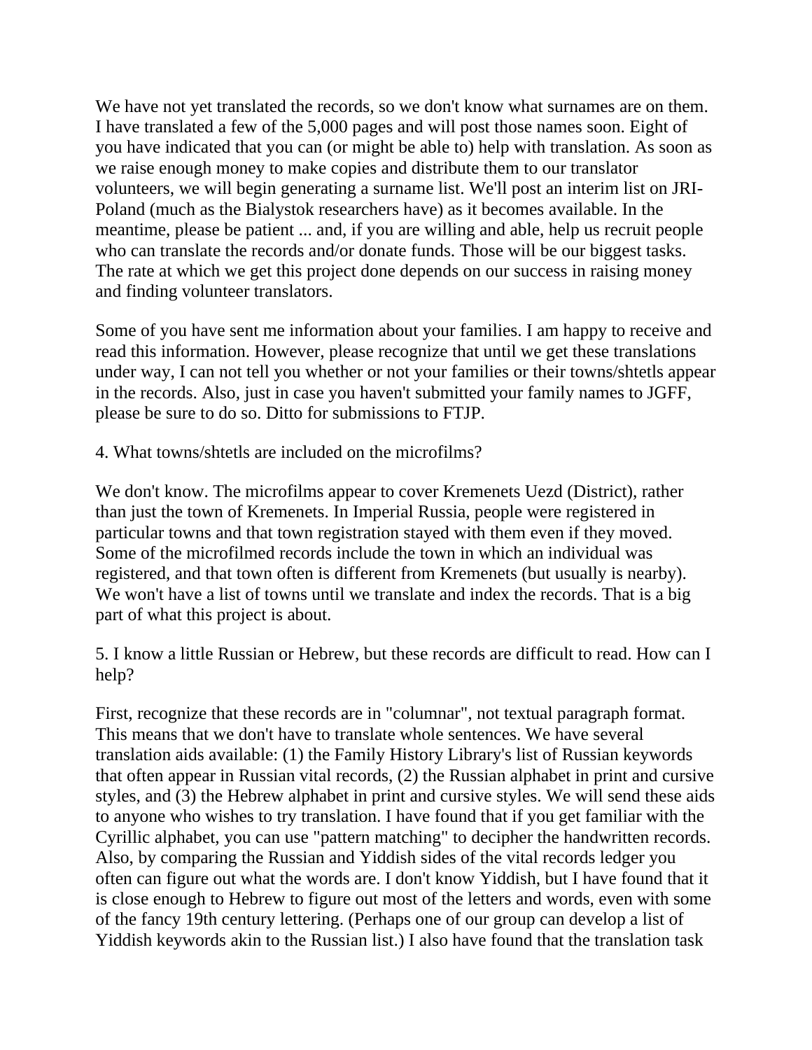We have not yet translated the records, so we don't know what surnames are on them. I have translated a few of the 5,000 pages and will post those names soon. Eight of you have indicated that you can (or might be able to) help with translation. As soon as we raise enough money to make copies and distribute them to our translator volunteers, we will begin generating a surname list. We'll post an interim list on JRI-Poland (much as the Bialystok researchers have) as it becomes available. In the meantime, please be patient ... and, if you are willing and able, help us recruit people who can translate the records and/or donate funds. Those will be our biggest tasks. The rate at which we get this project done depends on our success in raising money and finding volunteer translators.

Some of you have sent me information about your families. I am happy to receive and read this information. However, please recognize that until we get these translations under way, I can not tell you whether or not your families or their towns/shtetls appear in the records. Also, just in case you haven't submitted your family names to JGFF, please be sure to do so. Ditto for submissions to FTJP.

4. What towns/shtetls are included on the microfilms?

We don't know. The microfilms appear to cover Kremenets Uezd (District), rather than just the town of Kremenets. In Imperial Russia, people were registered in particular towns and that town registration stayed with them even if they moved. Some of the microfilmed records include the town in which an individual was registered, and that town often is different from Kremenets (but usually is nearby). We won't have a list of towns until we translate and index the records. That is a big part of what this project is about.

5. I know a little Russian or Hebrew, but these records are difficult to read. How can I help?

First, recognize that these records are in "columnar", not textual paragraph format. This means that we don't have to translate whole sentences. We have several translation aids available: (1) the Family History Library's list of Russian keywords that often appear in Russian vital records, (2) the Russian alphabet in print and cursive styles, and (3) the Hebrew alphabet in print and cursive styles. We will send these aids to anyone who wishes to try translation. I have found that if you get familiar with the Cyrillic alphabet, you can use "pattern matching" to decipher the handwritten records. Also, by comparing the Russian and Yiddish sides of the vital records ledger you often can figure out what the words are. I don't know Yiddish, but I have found that it is close enough to Hebrew to figure out most of the letters and words, even with some of the fancy 19th century lettering. (Perhaps one of our group can develop a list of Yiddish keywords akin to the Russian list.) I also have found that the translation task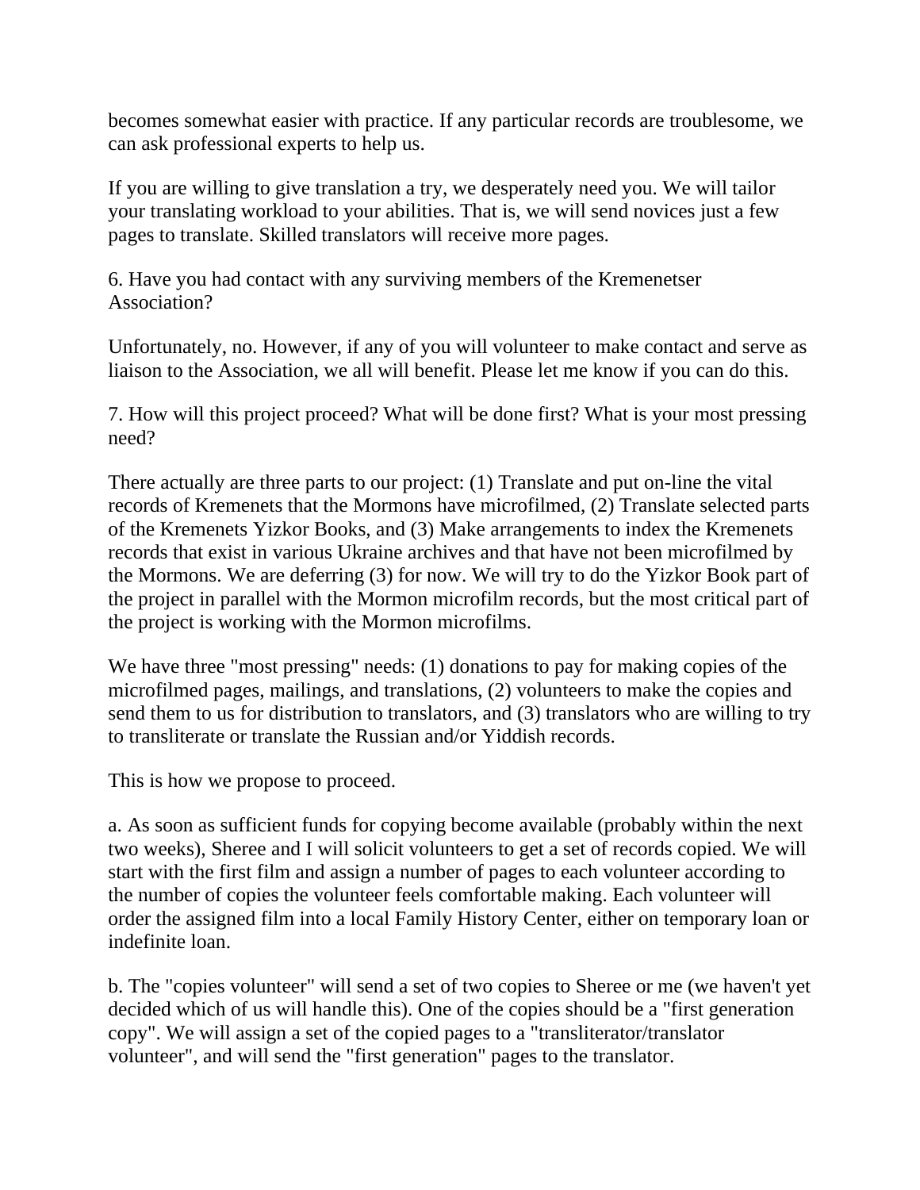becomes somewhat easier with practice. If any particular records are troublesome, we can ask professional experts to help us.

If you are willing to give translation a try, we desperately need you. We will tailor your translating workload to your abilities. That is, we will send novices just a few pages to translate. Skilled translators will receive more pages.

6. Have you had contact with any surviving members of the Kremenetser Association?

Unfortunately, no. However, if any of you will volunteer to make contact and serve as liaison to the Association, we all will benefit. Please let me know if you can do this.

7. How will this project proceed? What will be done first? What is your most pressing need?

There actually are three parts to our project: (1) Translate and put on-line the vital records of Kremenets that the Mormons have microfilmed, (2) Translate selected parts of the Kremenets Yizkor Books, and (3) Make arrangements to index the Kremenets records that exist in various Ukraine archives and that have not been microfilmed by the Mormons. We are deferring (3) for now. We will try to do the Yizkor Book part of the project in parallel with the Mormon microfilm records, but the most critical part of the project is working with the Mormon microfilms.

We have three "most pressing" needs: (1) donations to pay for making copies of the microfilmed pages, mailings, and translations, (2) volunteers to make the copies and send them to us for distribution to translators, and (3) translators who are willing to try to transliterate or translate the Russian and/or Yiddish records.

This is how we propose to proceed.

a. As soon as sufficient funds for copying become available (probably within the next two weeks), Sheree and I will solicit volunteers to get a set of records copied. We will start with the first film and assign a number of pages to each volunteer according to the number of copies the volunteer feels comfortable making. Each volunteer will order the assigned film into a local Family History Center, either on temporary loan or indefinite loan.

b. The "copies volunteer" will send a set of two copies to Sheree or me (we haven't yet decided which of us will handle this). One of the copies should be a "first generation copy". We will assign a set of the copied pages to a "transliterator/translator volunteer", and will send the "first generation" pages to the translator.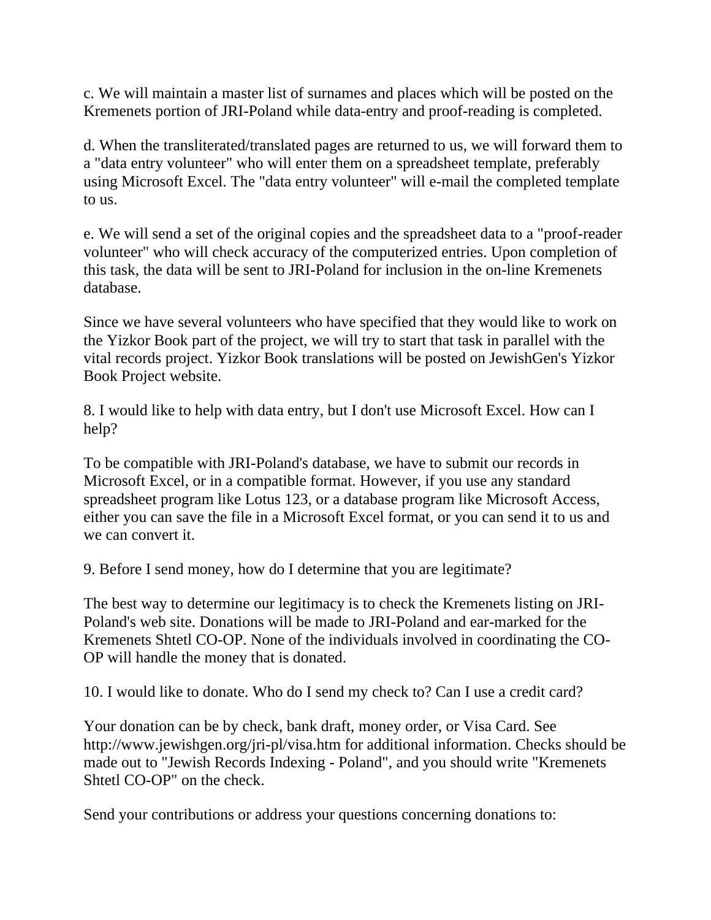c. We will maintain a master list of surnames and places which will be posted on the Kremenets portion of JRI-Poland while data-entry and proof-reading is completed.

d. When the transliterated/translated pages are returned to us, we will forward them to a "data entry volunteer" who will enter them on a spreadsheet template, preferably using Microsoft Excel. The "data entry volunteer" will e-mail the completed template to us.

e. We will send a set of the original copies and the spreadsheet data to a "proof-reader volunteer" who will check accuracy of the computerized entries. Upon completion of this task, the data will be sent to JRI-Poland for inclusion in the on-line Kremenets database.

Since we have several volunteers who have specified that they would like to work on the Yizkor Book part of the project, we will try to start that task in parallel with the vital records project. Yizkor Book translations will be posted on JewishGen's Yizkor Book Project website.

8. I would like to help with data entry, but I don't use Microsoft Excel. How can I help?

To be compatible with JRI-Poland's database, we have to submit our records in Microsoft Excel, or in a compatible format. However, if you use any standard spreadsheet program like Lotus 123, or a database program like Microsoft Access, either you can save the file in a Microsoft Excel format, or you can send it to us and we can convert it.

9. Before I send money, how do I determine that you are legitimate?

The best way to determine our legitimacy is to check the Kremenets listing on JRI-Poland's web site. Donations will be made to JRI-Poland and ear-marked for the Kremenets Shtetl CO-OP. None of the individuals involved in coordinating the CO-OP will handle the money that is donated.

10. I would like to donate. Who do I send my check to? Can I use a credit card?

Your donation can be by check, bank draft, money order, or Visa Card. See http://www.jewishgen.org/jri-pl/visa.htm for additional information. Checks should be made out to "Jewish Records Indexing - Poland", and you should write "Kremenets Shtetl CO-OP" on the check.

Send your contributions or address your questions concerning donations to: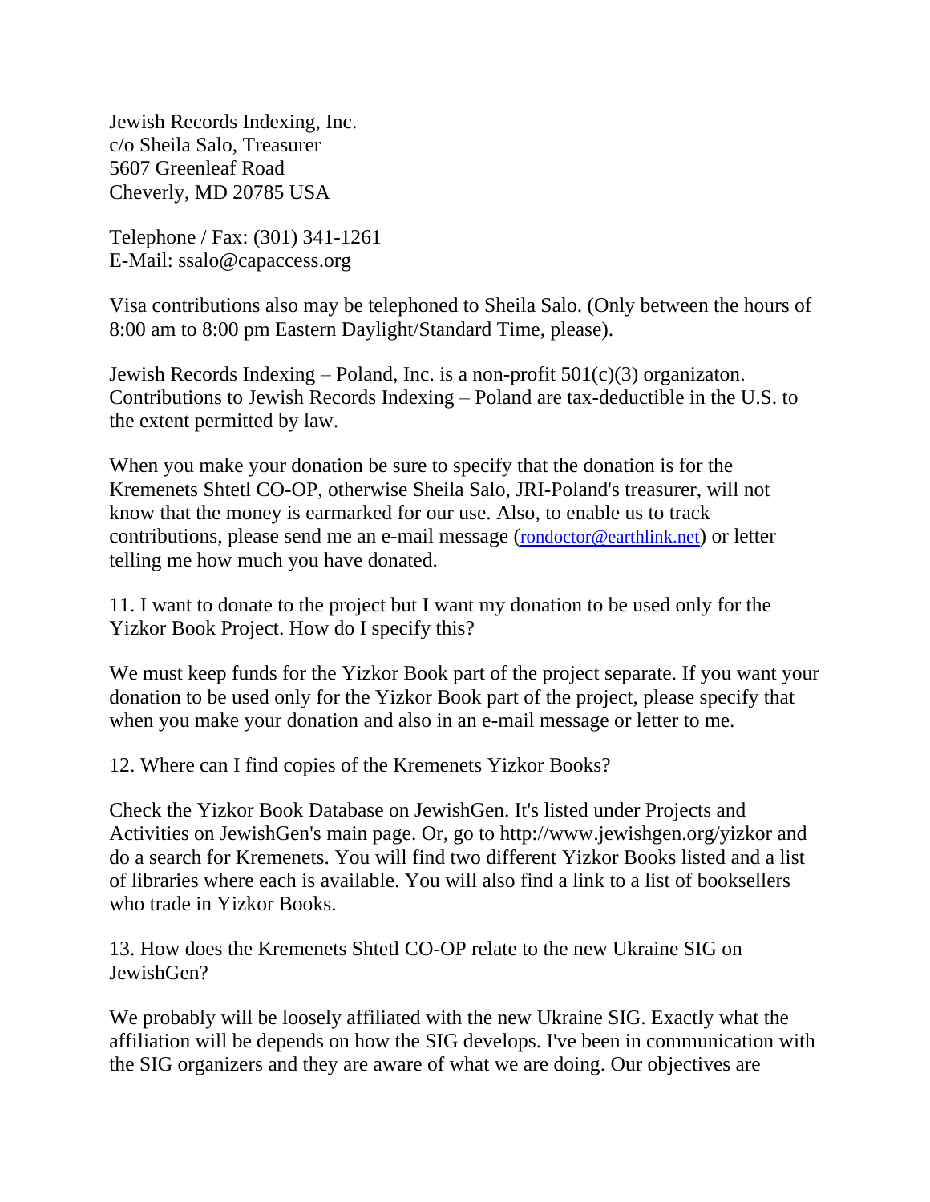Jewish Records Indexing, Inc.
c/o Sheila Salo, Treasurer
5607 Greenleaf Road
Cheverly, MD 20785 USA

Telephone / Fax: (301) 341-1261
E-Mail: ssalo@capaccess.org

Visa contributions also may be telephoned to Sheila Salo. (Only between the hours of 8:00 am to 8:00 pm Eastern Daylight/Standard Time, please).

Jewish Records Indexing – Poland, Inc. is a non-profit 501(c)(3) organizaton. Contributions to Jewish Records Indexing – Poland are tax-deductible in the U.S. to the extent permitted by law.

When you make your donation be sure to specify that the donation is for the Kremenets Shtetl CO-OP, otherwise Sheila Salo, JRI-Poland's treasurer, will not know that the money is earmarked for our use. Also, to enable us to track contributions, please send me an e-mail message (rondoctor@earthlink.net) or letter telling me how much you have donated.

11. I want to donate to the project but I want my donation to be used only for the Yizkor Book Project. How do I specify this?

We must keep funds for the Yizkor Book part of the project separate. If you want your donation to be used only for the Yizkor Book part of the project, please specify that when you make your donation and also in an e-mail message or letter to me.

12. Where can I find copies of the Kremenets Yizkor Books?

Check the Yizkor Book Database on JewishGen. It's listed under Projects and Activities on JewishGen's main page. Or, go to http://www.jewishgen.org/yizkor and do a search for Kremenets. You will find two different Yizkor Books listed and a list of libraries where each is available. You will also find a link to a list of booksellers who trade in Yizkor Books.

13. How does the Kremenets Shtetl CO-OP relate to the new Ukraine SIG on JewishGen?

We probably will be loosely affiliated with the new Ukraine SIG. Exactly what the affiliation will be depends on how the SIG develops. I've been in communication with the SIG organizers and they are aware of what we are doing. Our objectives are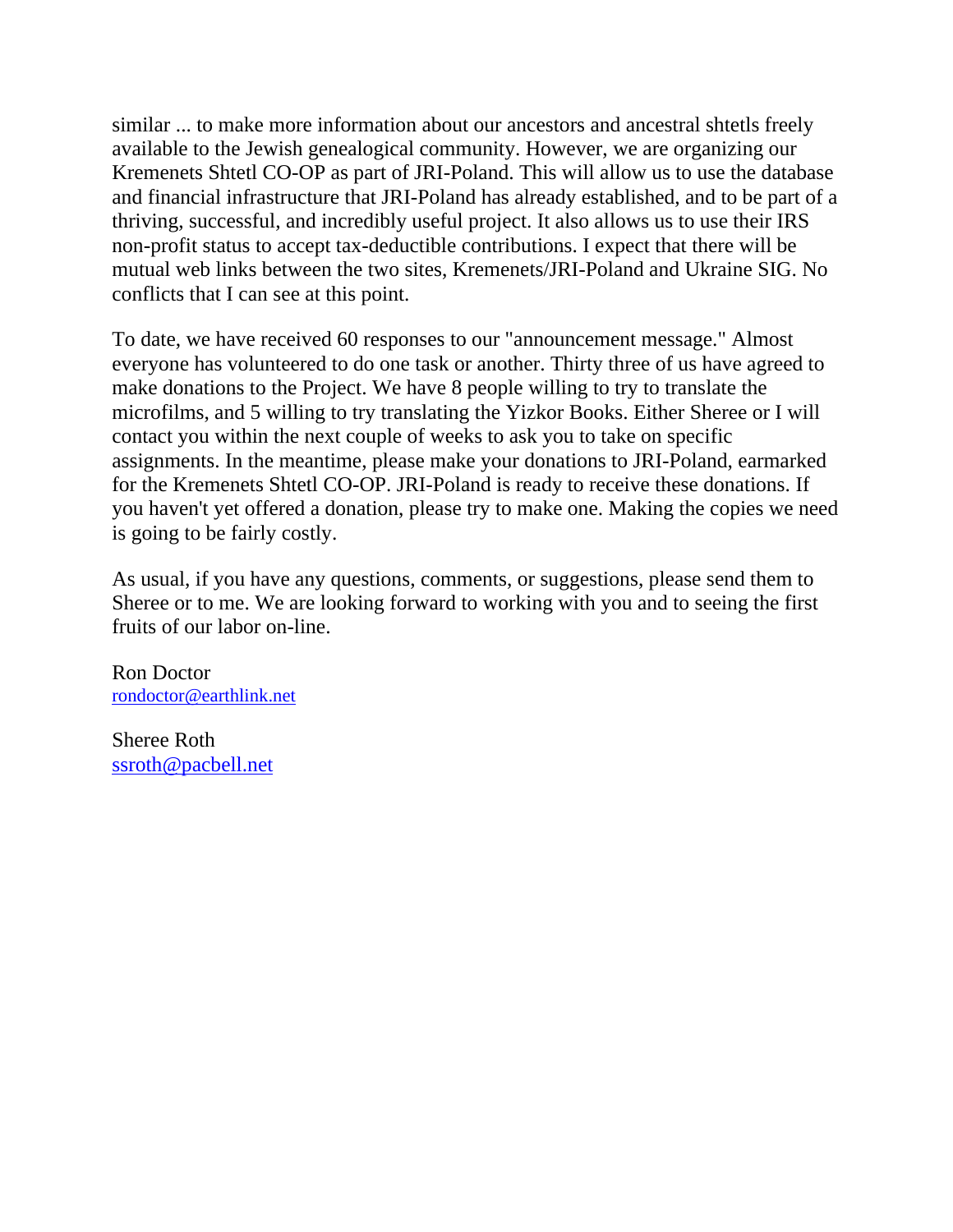similar ... to make more information about our ancestors and ancestral shtetls freely available to the Jewish genealogical community. However, we are organizing our Kremenets Shtetl CO-OP as part of JRI-Poland. This will allow us to use the database and financial infrastructure that JRI-Poland has already established, and to be part of a thriving, successful, and incredibly useful project. It also allows us to use their IRS non-profit status to accept tax-deductible contributions. I expect that there will be mutual web links between the two sites, Kremenets/JRI-Poland and Ukraine SIG. No conflicts that I can see at this point.

To date, we have received 60 responses to our "announcement message." Almost everyone has volunteered to do one task or another. Thirty three of us have agreed to make donations to the Project. We have 8 people willing to try to translate the microfilms, and 5 willing to try translating the Yizkor Books. Either Sheree or I will contact you within the next couple of weeks to ask you to take on specific assignments. In the meantime, please make your donations to JRI-Poland, earmarked for the Kremenets Shtetl CO-OP. JRI-Poland is ready to receive these donations. If you haven't yet offered a donation, please try to make one. Making the copies we need is going to be fairly costly.

As usual, if you have any questions, comments, or suggestions, please send them to Sheree or to me. We are looking forward to working with you and to seeing the first fruits of our labor on-line.

Ron Doctor
rondoctor@earthlink.net

Sheree Roth
ssroth@pacbell.net